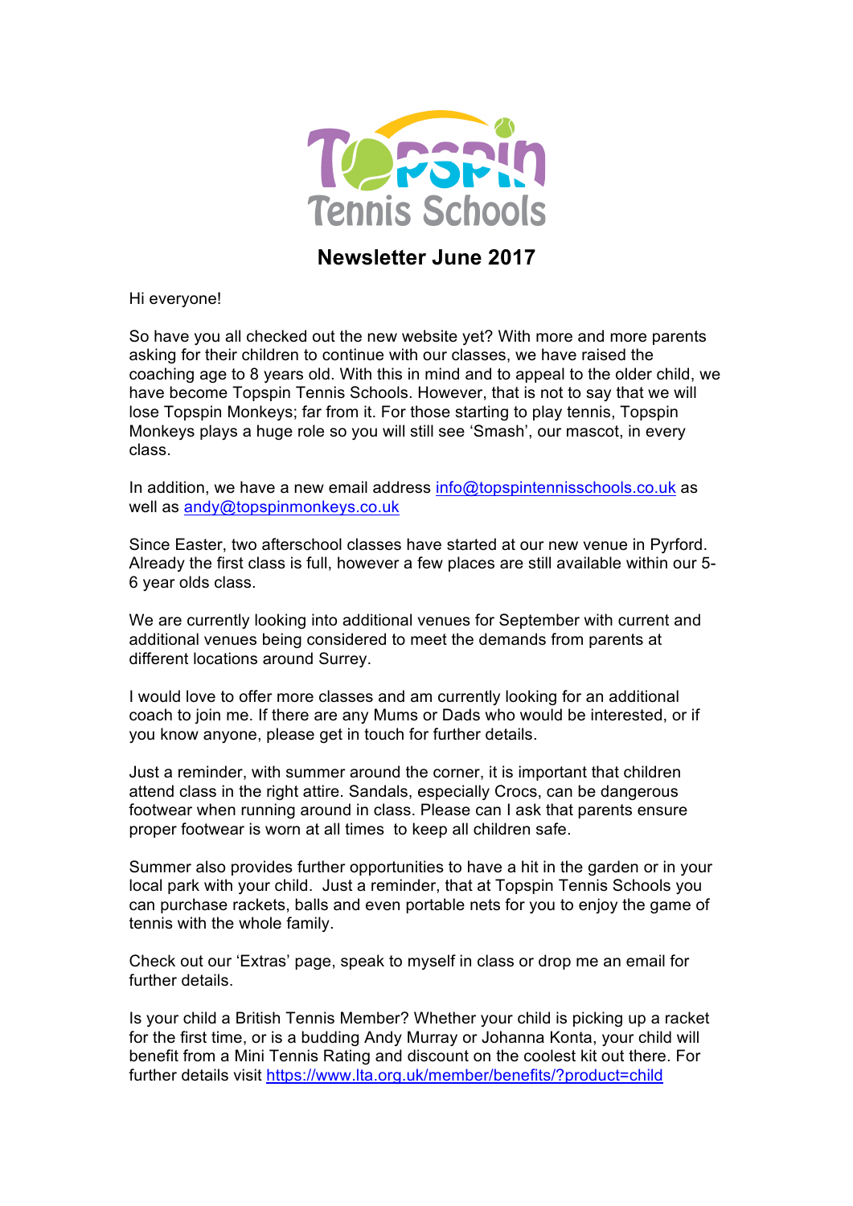Topspin Tennis Schools

# Newsletter June 2017

Hi everyone!

So have you all checked out the new website yet? With more and more parents asking for their children to continue with our classes, we have raised the coaching age to 8 years old. With this in mind and to appeal to the older child, we have become Topspin Tennis Schools. However, that is not to say that we will lose Topspin Monkeys; far from it. For those starting to play tennis, Topspin Monkeys plays a huge role so you will still see 'Smash', our mascot, in every class.

In addition, we have a new email address info@topspintennisschools.co.uk as well as andy@topspinmonkeys.co.uk

Since Easter, two afterschool classes have started at our new venue in Pyrford. Already the first class is full, however a few places are still available within our 5-6 year olds class.

We are currently looking into additional venues for September with current and additional venues being considered to meet the demands from parents at different locations around Surrey.

I would love to offer more classes and am currently looking for an additional coach to join me. If there are any Mums or Dads who would be interested, or if you know anyone, please get in touch for further details.

Just a reminder, with summer around the corner, it is important that children attend class in the right attire. Sandals, especially Crocs, can be dangerous footwear when running around in class. Please can I ask that parents ensure proper footwear is worn at all times to keep all children safe.

Summer also provides further opportunities to have a hit in the garden or in your local park with your child. Just a reminder, that at Topspin Tennis Schools you can purchase rackets, balls and even portable nets for you to enjoy the game of tennis with the whole family.

Check out our 'Extras' page, speak to myself in class or drop me an email for further details.

Is your child a British Tennis Member? Whether your child is picking up a racket for the first time, or is a budding Andy Murray or Johanna Konta, your child will benefit from a Mini Tennis Rating and discount on the coolest kit out there. For further details visit https://www.lta.org.uk/member/benefits/?product=child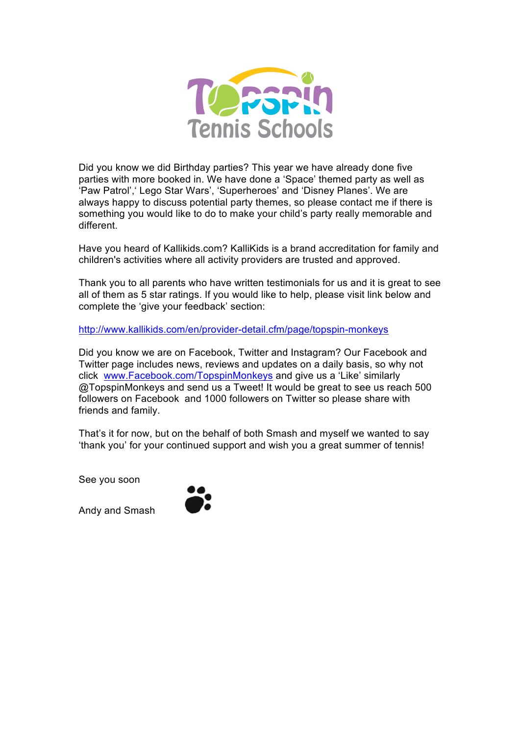Did you know we did Birthday parties? This year we have already done five parties with more booked in. We have done a 'Space' themed party as well as 'Paw Patrol',' Lego Star Wars', 'Superheroes' and 'Disney Planes'. We are always happy to discuss potential party themes, so please contact me if there is something you would like to do to make your child's party really memorable and different.

Have you heard of Kallikids.com? KalliKids is a brand accreditation for family and children's activities where all activity providers are trusted and approved.

Thank you to all parents who have written testimonials for us and it is great to see all of them as 5 star ratings. If you would like to help, please visit link below and complete the 'give your feedback' section:

http://www.kallikids.com/en/provider-detail.cfm/page/topspin-monkeys

Did you know we are on Facebook, Twitter and Instagram? Our Facebook and Twitter page includes news, reviews and updates on a daily basis, so why not click www.Facebook.com/TopspinMonkeys and give us a 'Like' similarly @TopspinMonkeys and send us a Tweet! It would be great to see us reach 500 followers on Facebook and 1000 followers on Twitter so please share with friends and family.

That's it for now, but on the behalf of both Smash and myself we wanted to say 'thank you' for your continued support and wish you a great summer of tennis!

See you soon

Andy and Smash